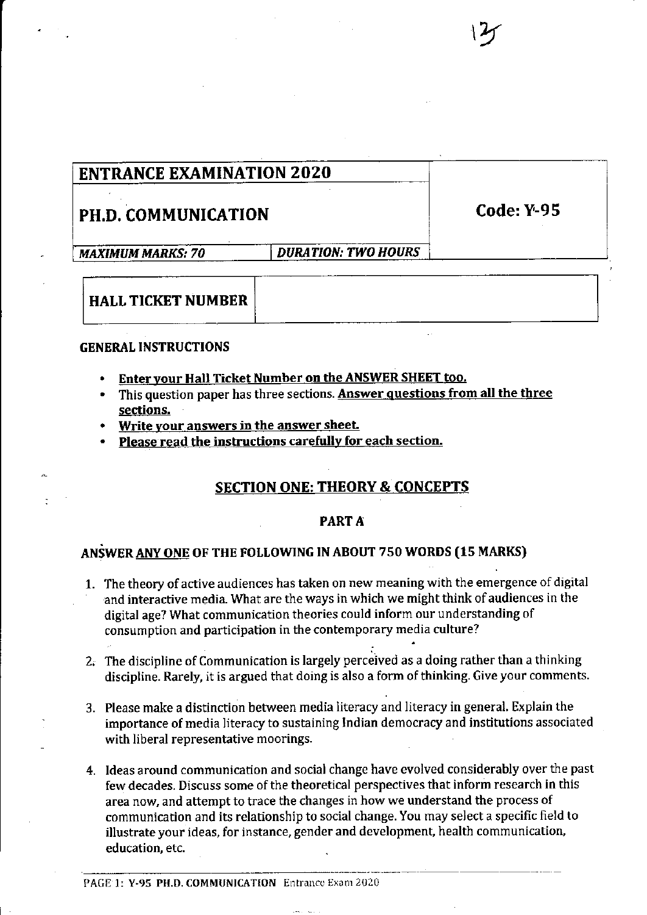| ENTRANCE EXAMINATION 2020 | | |
|---|---|---|
| **PH.D. COMMUNICATION** | | **Code: Y-95** |
| *MAXIMUM MARKS: 70* | *DURATION: TWO HOURS* | |

| HALL TICKET NUMBER | |
|---|---|

**GENERAL INSTRUCTIONS**

- **Enter your Hall Ticket Number on the ANSWER SHEET too.**
- This question paper has three sections. **Answer questions from all the three sections.**
- **Write your answers in the answer sheet.**
- **Please read the instructions carefully for each section.**

## SECTION ONE: THEORY & CONCEPTS

### PART A

**ANSWER ANY ONE OF THE FOLLOWING IN ABOUT 750 WORDS (15 MARKS)**

1. The theory of active audiences has taken on new meaning with the emergence of digital and interactive media. What are the ways in which we might think of audiences in the digital age? What communication theories could inform our understanding of consumption and participation in the contemporary media culture?

2. The discipline of Communication is largely perceived as a doing rather than a thinking discipline. Rarely, it is argued that doing is also a form of thinking. Give your comments.

3. Please make a distinction between media literacy and literacy in general. Explain the importance of media literacy to sustaining Indian democracy and institutions associated with liberal representative moorings.

4. Ideas around communication and social change have evolved considerably over the past few decades. Discuss some of the theoretical perspectives that inform research in this area now, and attempt to trace the changes in how we understand the process of communication and its relationship to social change. You may select a specific field to illustrate your ideas, for instance, gender and development, health communication, education, etc.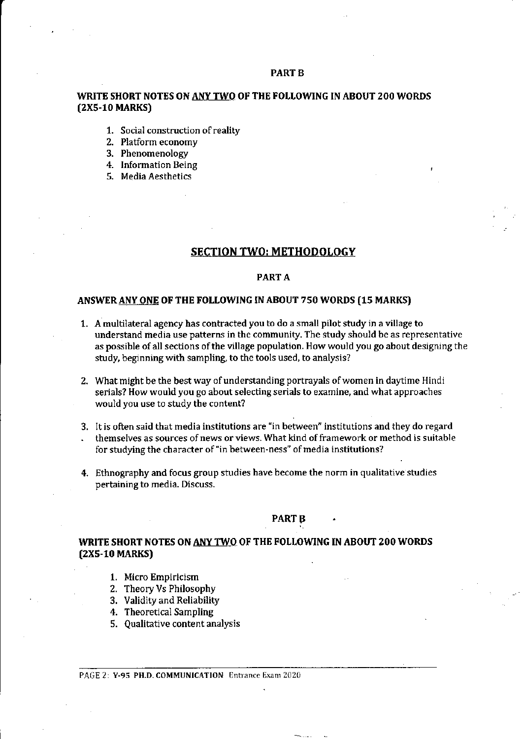## PART B

**WRITE SHORT NOTES ON ANY TWO OF THE FOLLOWING IN ABOUT 200 WORDS (2X5-10 MARKS)**

1. Social construction of reality
2. Platform economy
3. Phenomenology
4. Information Being
5. Media Aesthetics

# SECTION TWO: METHODOLOGY

## PART A

**ANSWER ANY ONE OF THE FOLLOWING IN ABOUT 750 WORDS (15 MARKS)**

1. A multilateral agency has contracted you to do a small pilot study in a village to understand media use patterns in the community. The study should be as representative as possible of all sections of the village population. How would you go about designing the study, beginning with sampling, to the tools used, to analysis?

2. What might be the best way of understanding portrayals of women in daytime Hindi serials? How would you go about selecting serials to examine, and what approaches would you use to study the content?

3. It is often said that media institutions are "in between" institutions and they do regard themselves as sources of news or views. What kind of framework or method is suitable for studying the character of "in between-ness" of media institutions?

4. Ethnography and focus group studies have become the norm in qualitative studies pertaining to media. Discuss.

## PART B

**WRITE SHORT NOTES ON ANY TWO OF THE FOLLOWING IN ABOUT 200 WORDS (2X5-10 MARKS)**

1. Micro Empiricism
2. Theory Vs Philosophy
3. Validity and Reliability
4. Theoretical Sampling
5. Qualitative content analysis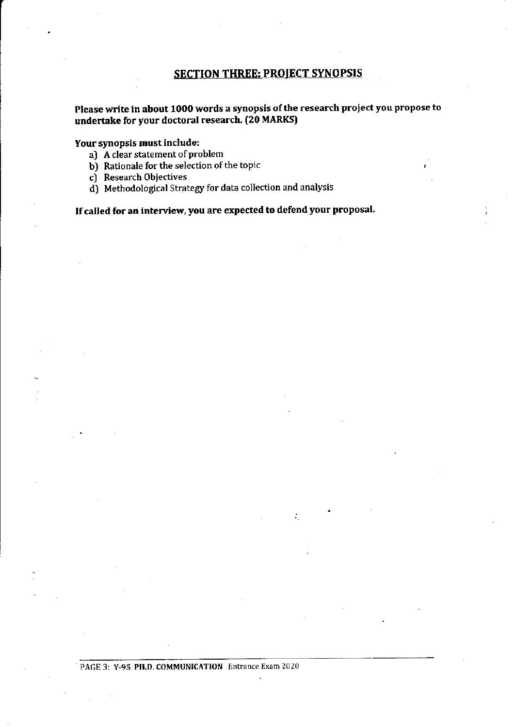## SECTION THREE: PROJECT SYNOPSIS

**Please write in about 1000 words a synopsis of the research project you propose to undertake for your doctoral research. (20 MARKS)**

**Your synopsis must include:**

a) A clear statement of problem
b) Rationale for the selection of the topic
c) Research Objectives
d) Methodological Strategy for data collection and analysis

**If called for an interview, you are expected to defend your proposal.**